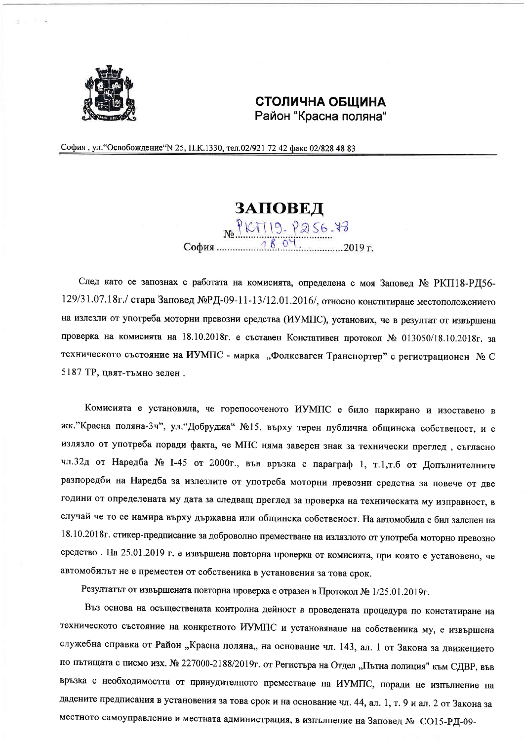**СТОЛИЧНА ОБЩИНА**
Район "Красна поляна"

София , ул."Освобождение"N 25, П.К.1330, тел.02/921 72 42 факс 02/828 48 83

# ЗАПОВЕД

№ РКП19-РД56-78

София 18.04. 2019 г.

След като се запознах с работата на комисията, определена с моя Заповед № РКП18-РД56-129/31.07.18г./ стара Заповед №РД-09-11-13/12.01.2016/, относно констатиране местоположението на излезли от употреба моторни превозни средства (ИУМПС), установих, че в резултат от извършена проверка на комисията на 18.10.2018г. е съставен Констативен протокол № 013050/18.10.2018г. за техническото състояние на ИУМПС - марка „Фолксваген Транспортер" с регистрационен № С 5187 ТР, цвят-тъмно зелен .

Комисията е установила, че горепосоченото ИУМПС е било паркирано и изоставено в жк."Красна поляна-3ч", ул."Добруджа" №15, върху терен публична общинска собственост, и е излязло от употреба поради факта, че МПС няма заверен знак за технически преглед , съгласно чл.32д от Наредба № I-45 от 2000г., във връзка с параграф 1, т.1,т.б от Допълнителните разпоредби на Наредба за излезлите от употреба моторни превозни средства за повече от две години от определената му дата за следващ преглед за проверка на техническата му изправност, в случай че то се намира върху държавна или общинска собственост. На автомобила е бил залепен на 18.10.2018г. стикер-предписание за доброволно преместване на излязлото от употреба моторно превозно средство . На 25.01.2019 г. е извършена повторна проверка от комисията, при която е установено, че автомобилът не е преместен от собственика в установения за това срок.

Резултатът от извършената повторна проверка е отразен в Протокол № 1/25.01.2019г.

Въз основа на осъществената контролна дейност в проведената процедура по констатиране на техническото състояние на конкретното ИУМПС и установяване на собственика му, е извършена служебна справка от Район „Красна поляна„ на основание чл. 143, ал. 1 от Закона за движението по пътищата с писмо изх. № 227000-2188/2019г. от Регистъра на Отдел „Пътна полиция" към СДВР, във връзка с необходимостта от принудителното преместване на ИУМПС, поради не изпълнение на дадените предписания в установения за това срок и на основание чл. 44, ал. 1, т. 9 и ал. 2 от Закона за местното самоуправление и местната администрация, в изпълнение на Заповед № СО15-РД-09-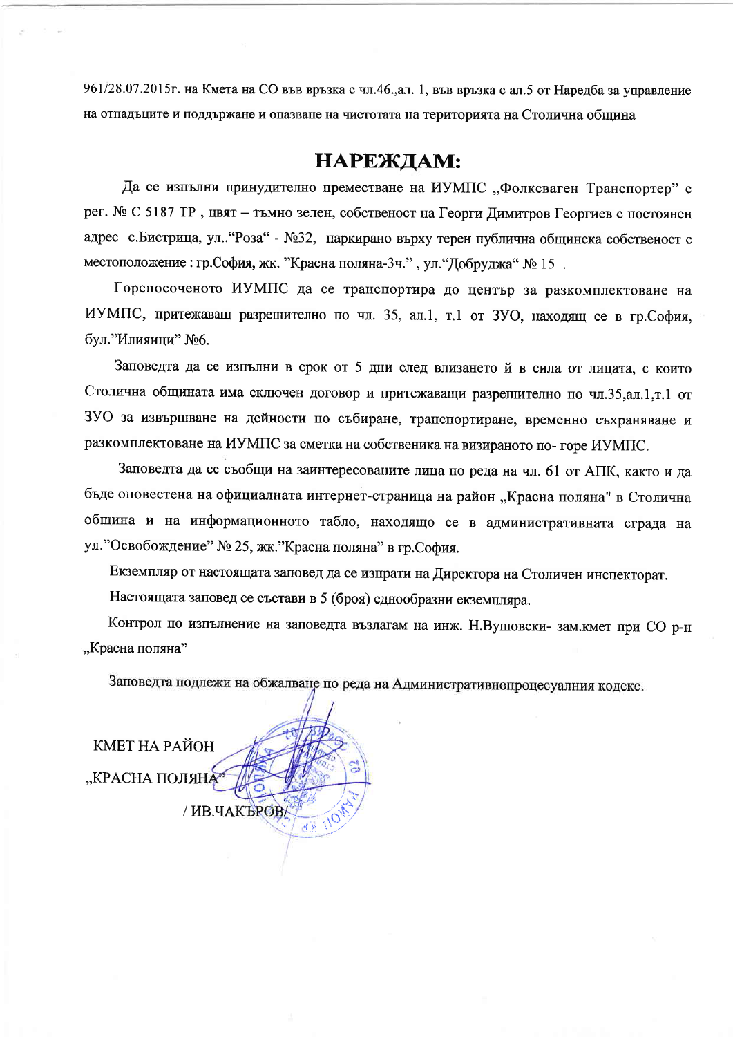961/28.07.2015г. на Кмета на СО във връзка с чл.46.,ал. 1, във връзка с ал.5 от Наредба за управление на отпадъците и поддържане и опазване на чистотата на територията на Столична община

## НАРЕЖДАМ:

Да се изпълни принудително преместване на ИУМПС „Фолксваген Транспортер" с рег. № С 5187 ТР , цвят – тъмно зелен, собственост на Георги Димитров Георгиев с постоянен адрес с.Бистрица, ул..“Роза“ - №32, паркирано върху терен публична общинска собственост с местоположение : гр.София, жк. ”Красна поляна-3ч.” , ул.“Добруджа“ № 15 .

Горепосоченото ИУМПС да се транспортира до център за разкомплектоване на ИУМПС, притежаващ разрешително по чл. 35, ал.1, т.1 от ЗУО, находящ се в гр.София, бул.”Илиянци” №6.

Заповедта да се изпълни в срок от 5 дни след влизането ѝ в сила от лицата, с които Столична общината има сключен договор и притежаващи разрешително по чл.35,ал.1,т.1 от ЗУО за извършване на дейности по събиране, транспортиране, временно съхраняване и разкомплектоване на ИУМПС за сметка на собственика на визираното по- горе ИУМПС.

Заповедта да се съобщи на заинтересованите лица по реда на чл. 61 от АПК, както и да бъде оповестена на официалната интернет-страница на район „Красна поляна" в Столична община и на информационното табло, находящо се в административната сграда на ул.”Освобождение” № 25, жк.”Красна поляна” в гр.София.

Екземпляр от настоящата заповед да се изпрати на Директора на Столичен инспекторат.

Настоящата заповед се състави в 5 (броя) еднообразни екземпляра.

Контрол по изпълнение на заповедта възлагам на инж. Н.Вушовски- зам.кмет при СО р-н „Красна поляна”

Заповедта подлежи на обжалване по реда на Административнопроцесуалния кодекс.

КМЕТ НА РАЙОН

„КРАСНА ПОЛЯНА”

/ ИВ.ЧАКЪРОВ/